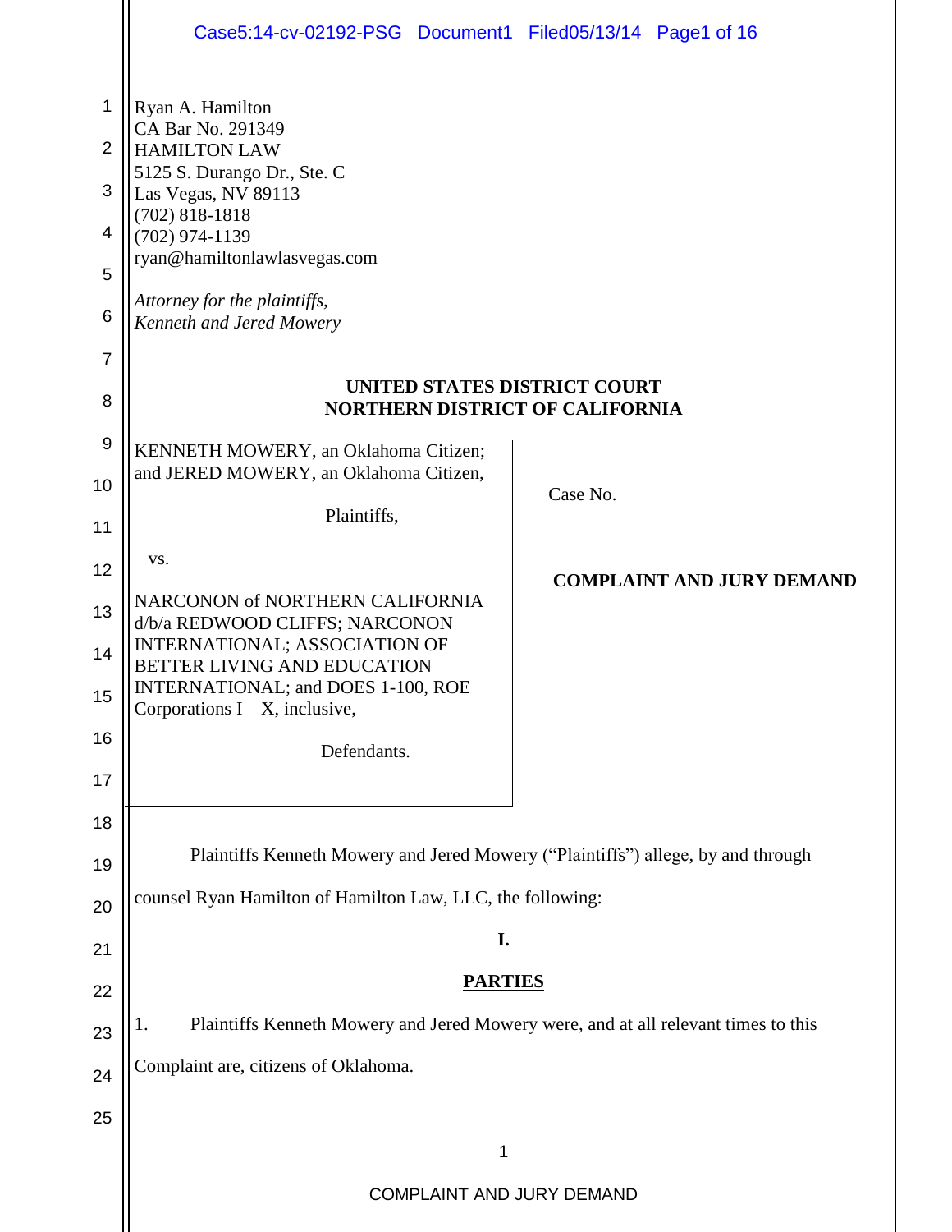Ryan A. Hamilton
CA Bar No. 291349
HAMILTON LAW
5125 S. Durango Dr., Ste. C
Las Vegas, NV 89113
(702) 818-1818
(702) 974-1139
ryan@hamiltonlawlasvegas.com

*Attorney for the plaintiffs,*
*Kenneth and Jered Mowery*

**UNITED STATES DISTRICT COURT**
**NORTHERN DISTRICT OF CALIFORNIA**

KENNETH MOWERY, an Oklahoma Citizen; and JERED MOWERY, an Oklahoma Citizen,

Plaintiffs,

vs.

NARCONON of NORTHERN CALIFORNIA d/b/a REDWOOD CLIFFS; NARCONON INTERNATIONAL; ASSOCIATION OF BETTER LIVING AND EDUCATION INTERNATIONAL; and DOES 1-100, ROE Corporations I – X, inclusive,

Defendants.

Case No.

**COMPLAINT AND JURY DEMAND**

Plaintiffs Kenneth Mowery and Jered Mowery ("Plaintiffs") allege, by and through counsel Ryan Hamilton of Hamilton Law, LLC, the following:

## I.

## PARTIES

1. Plaintiffs Kenneth Mowery and Jered Mowery were, and at all relevant times to this Complaint are, citizens of Oklahoma.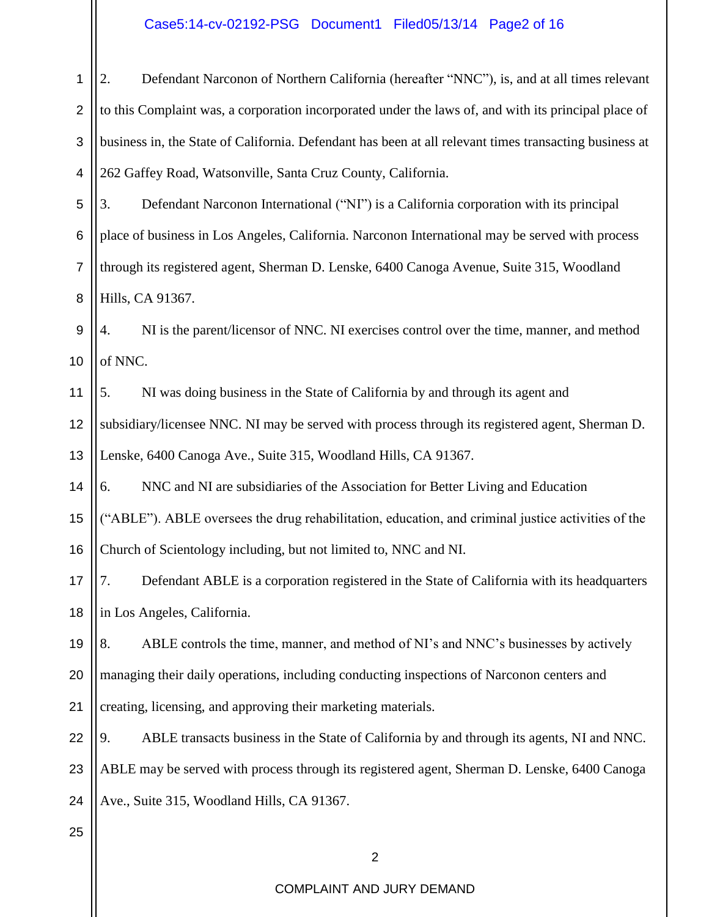2. Defendant Narconon of Northern California (hereafter "NNC"), is, and at all times relevant to this Complaint was, a corporation incorporated under the laws of, and with its principal place of business in, the State of California. Defendant has been at all relevant times transacting business at 262 Gaffey Road, Watsonville, Santa Cruz County, California.

3. Defendant Narconon International ("NI") is a California corporation with its principal place of business in Los Angeles, California. Narconon International may be served with process through its registered agent, Sherman D. Lenske, 6400 Canoga Avenue, Suite 315, Woodland Hills, CA 91367.

4. NI is the parent/licensor of NNC. NI exercises control over the time, manner, and method of NNC.

5. NI was doing business in the State of California by and through its agent and subsidiary/licensee NNC. NI may be served with process through its registered agent, Sherman D. Lenske, 6400 Canoga Ave., Suite 315, Woodland Hills, CA 91367.

6. NNC and NI are subsidiaries of the Association for Better Living and Education ("ABLE"). ABLE oversees the drug rehabilitation, education, and criminal justice activities of the Church of Scientology including, but not limited to, NNC and NI.

7. Defendant ABLE is a corporation registered in the State of California with its headquarters in Los Angeles, California.

8. ABLE controls the time, manner, and method of NI's and NNC's businesses by actively managing their daily operations, including conducting inspections of Narconon centers and creating, licensing, and approving their marketing materials.

9. ABLE transacts business in the State of California by and through its agents, NI and NNC. ABLE may be served with process through its registered agent, Sherman D. Lenske, 6400 Canoga Ave., Suite 315, Woodland Hills, CA 91367.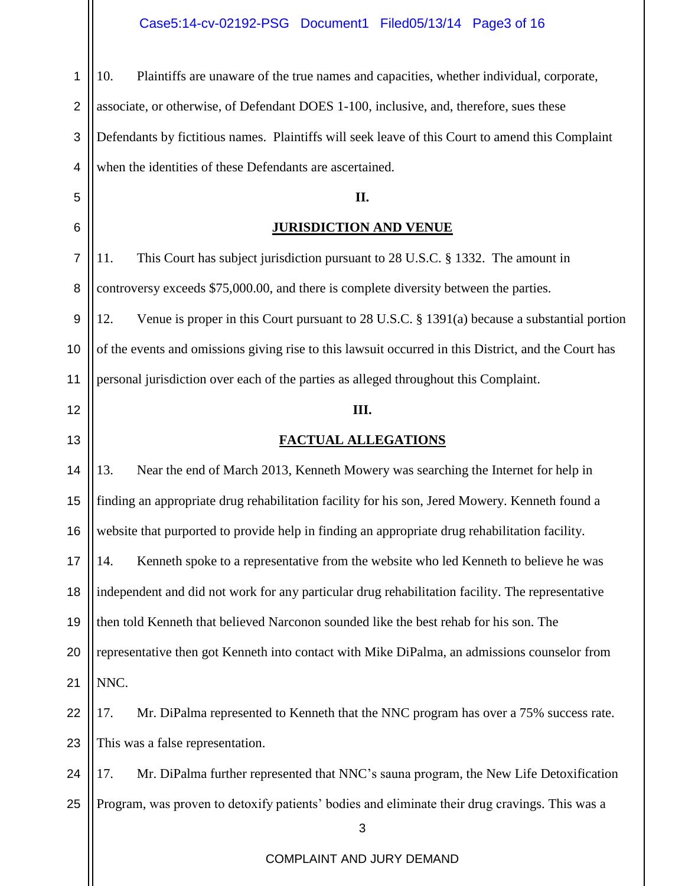10. Plaintiffs are unaware of the true names and capacities, whether individual, corporate, associate, or otherwise, of Defendant DOES 1-100, inclusive, and, therefore, sues these Defendants by fictitious names. Plaintiffs will seek leave of this Court to amend this Complaint when the identities of these Defendants are ascertained.

## II.

## JURISDICTION AND VENUE

11. This Court has subject jurisdiction pursuant to 28 U.S.C. § 1332. The amount in controversy exceeds $75,000.00, and there is complete diversity between the parties.

12. Venue is proper in this Court pursuant to 28 U.S.C. § 1391(a) because a substantial portion of the events and omissions giving rise to this lawsuit occurred in this District, and the Court has personal jurisdiction over each of the parties as alleged throughout this Complaint.

## III.

## FACTUAL ALLEGATIONS

13. Near the end of March 2013, Kenneth Mowery was searching the Internet for help in finding an appropriate drug rehabilitation facility for his son, Jered Mowery. Kenneth found a website that purported to provide help in finding an appropriate drug rehabilitation facility.

14. Kenneth spoke to a representative from the website who led Kenneth to believe he was independent and did not work for any particular drug rehabilitation facility. The representative then told Kenneth that believed Narconon sounded like the best rehab for his son. The representative then got Kenneth into contact with Mike DiPalma, an admissions counselor from NNC.

17. Mr. DiPalma represented to Kenneth that the NNC program has over a 75% success rate. This was a false representation.

17. Mr. DiPalma further represented that NNC's sauna program, the New Life Detoxification Program, was proven to detoxify patients' bodies and eliminate their drug cravings. This was a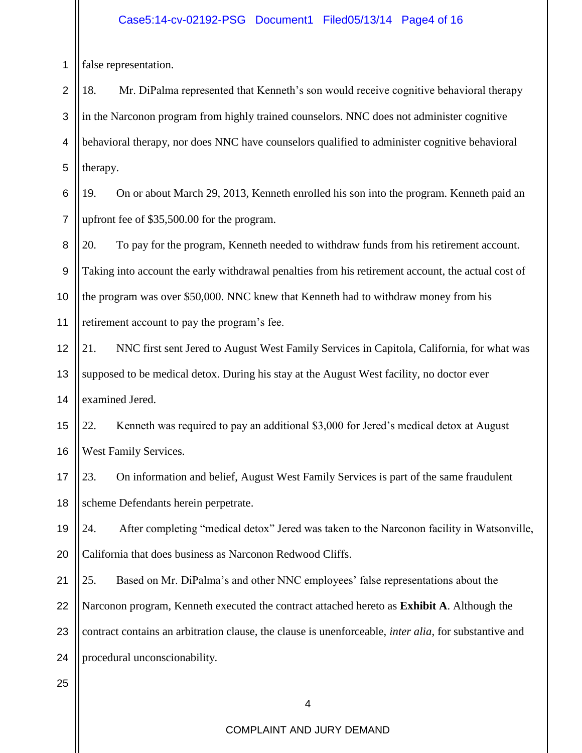false representation.

18. Mr. DiPalma represented that Kenneth's son would receive cognitive behavioral therapy in the Narconon program from highly trained counselors. NNC does not administer cognitive behavioral therapy, nor does NNC have counselors qualified to administer cognitive behavioral therapy.

19. On or about March 29, 2013, Kenneth enrolled his son into the program. Kenneth paid an upfront fee of $35,500.00 for the program.

20. To pay for the program, Kenneth needed to withdraw funds from his retirement account. Taking into account the early withdrawal penalties from his retirement account, the actual cost of the program was over $50,000. NNC knew that Kenneth had to withdraw money from his retirement account to pay the program's fee.

21. NNC first sent Jered to August West Family Services in Capitola, California, for what was supposed to be medical detox. During his stay at the August West facility, no doctor ever examined Jered.

22. Kenneth was required to pay an additional $3,000 for Jered's medical detox at August West Family Services.

23. On information and belief, August West Family Services is part of the same fraudulent scheme Defendants herein perpetrate.

24. After completing "medical detox" Jered was taken to the Narconon facility in Watsonville, California that does business as Narconon Redwood Cliffs.

25. Based on Mr. DiPalma's and other NNC employees' false representations about the Narconon program, Kenneth executed the contract attached hereto as **Exhibit A**. Although the contract contains an arbitration clause, the clause is unenforceable, *inter alia*, for substantive and procedural unconscionability.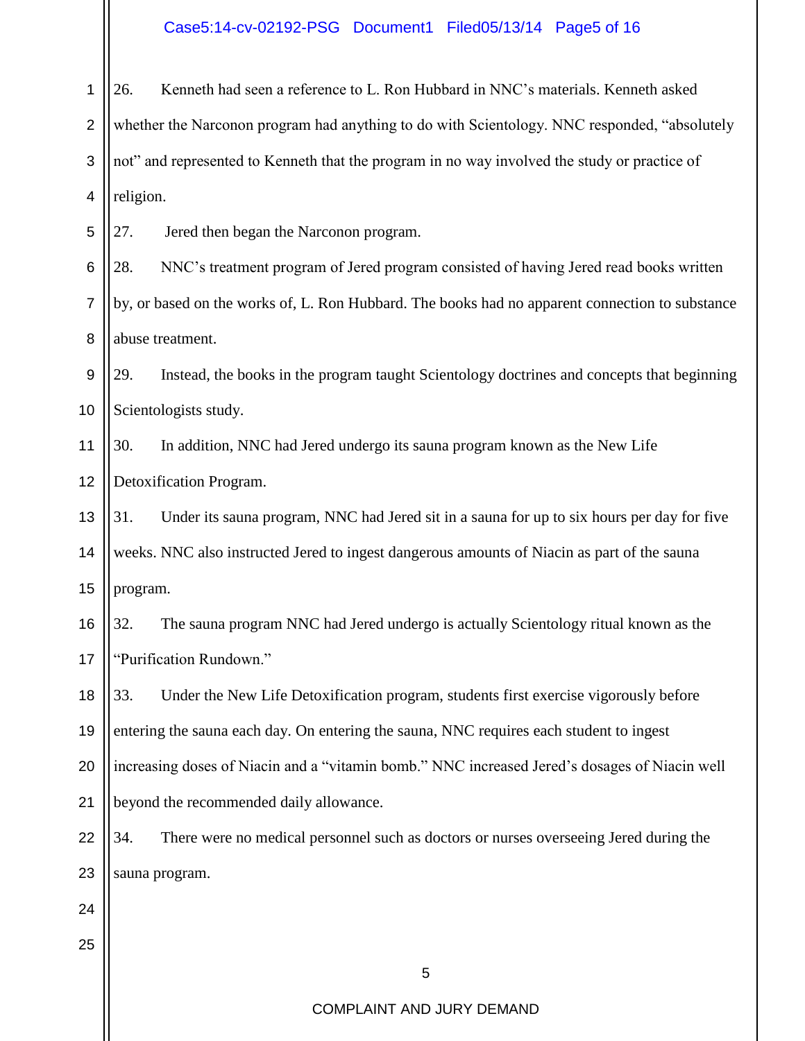26. Kenneth had seen a reference to L. Ron Hubbard in NNC's materials. Kenneth asked whether the Narconon program had anything to do with Scientology. NNC responded, "absolutely not" and represented to Kenneth that the program in no way involved the study or practice of religion.

27. Jered then began the Narconon program.

28. NNC's treatment program of Jered program consisted of having Jered read books written by, or based on the works of, L. Ron Hubbard. The books had no apparent connection to substance abuse treatment.

29. Instead, the books in the program taught Scientology doctrines and concepts that beginning Scientologists study.

30. In addition, NNC had Jered undergo its sauna program known as the New Life Detoxification Program.

31. Under its sauna program, NNC had Jered sit in a sauna for up to six hours per day for five weeks. NNC also instructed Jered to ingest dangerous amounts of Niacin as part of the sauna program.

32. The sauna program NNC had Jered undergo is actually Scientology ritual known as the "Purification Rundown."

33. Under the New Life Detoxification program, students first exercise vigorously before entering the sauna each day. On entering the sauna, NNC requires each student to ingest increasing doses of Niacin and a "vitamin bomb." NNC increased Jered's dosages of Niacin well beyond the recommended daily allowance.

34. There were no medical personnel such as doctors or nurses overseeing Jered during the sauna program.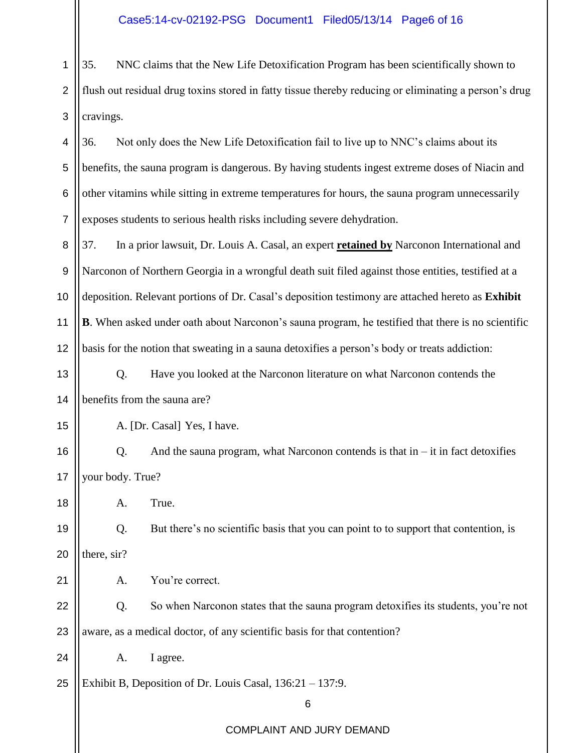35. NNC claims that the New Life Detoxification Program has been scientifically shown to flush out residual drug toxins stored in fatty tissue thereby reducing or eliminating a person's drug cravings.

36. Not only does the New Life Detoxification fail to live up to NNC's claims about its benefits, the sauna program is dangerous. By having students ingest extreme doses of Niacin and other vitamins while sitting in extreme temperatures for hours, the sauna program unnecessarily exposes students to serious health risks including severe dehydration.

37. In a prior lawsuit, Dr. Louis A. Casal, an expert **retained by** Narconon International and Narconon of Northern Georgia in a wrongful death suit filed against those entities, testified at a deposition. Relevant portions of Dr. Casal's deposition testimony are attached hereto as **Exhibit B**. When asked under oath about Narconon's sauna program, he testified that there is no scientific basis for the notion that sweating in a sauna detoxifies a person's body or treats addiction:

> Q. Have you looked at the Narconon literature on what Narconon contends the benefits from the sauna are?
>
> A. [Dr. Casal] Yes, I have.
>
> Q. And the sauna program, what Narconon contends is that in – it in fact detoxifies your body. True?
>
> A. True.
>
> Q. But there's no scientific basis that you can point to to support that contention, is there, sir?
>
> A. You're correct.
>
> Q. So when Narconon states that the sauna program detoxifies its students, you're not aware, as a medical doctor, of any scientific basis for that contention?
>
> A. I agree.

Exhibit B, Deposition of Dr. Louis Casal, 136:21 – 137:9.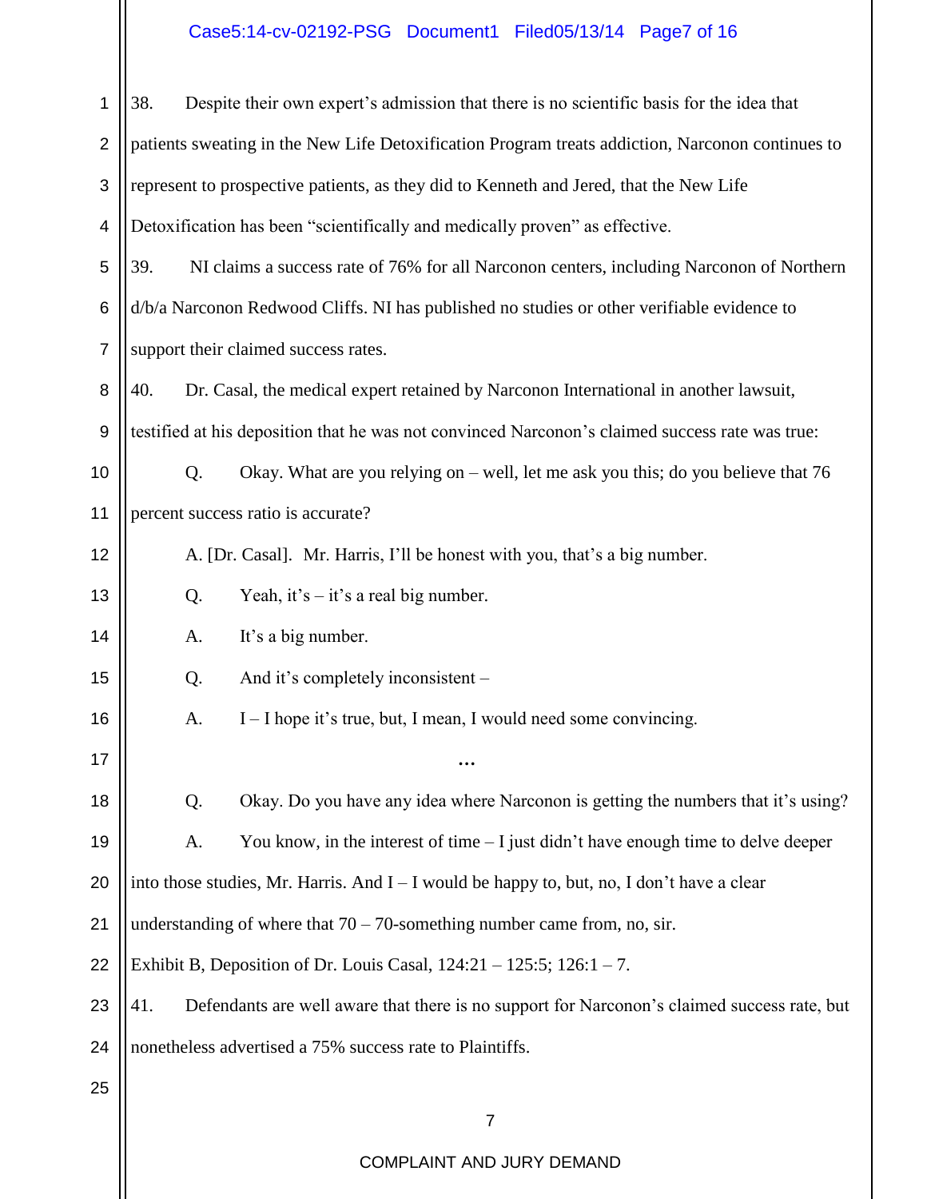38. Despite their own expert's admission that there is no scientific basis for the idea that patients sweating in the New Life Detoxification Program treats addiction, Narconon continues to represent to prospective patients, as they did to Kenneth and Jered, that the New Life Detoxification has been "scientifically and medically proven" as effective.

39. NI claims a success rate of 76% for all Narconon centers, including Narconon of Northern d/b/a Narconon Redwood Cliffs. NI has published no studies or other verifiable evidence to support their claimed success rates.

40. Dr. Casal, the medical expert retained by Narconon International in another lawsuit, testified at his deposition that he was not convinced Narconon's claimed success rate was true:

Q. Okay. What are you relying on – well, let me ask you this; do you believe that 76 percent success ratio is accurate?

A. [Dr. Casal]. Mr. Harris, I'll be honest with you, that's a big number.

Q. Yeah, it's – it's a real big number.

A. It's a big number.

Q. And it's completely inconsistent –

A. I – I hope it's true, but, I mean, I would need some convincing.

…

Q. Okay. Do you have any idea where Narconon is getting the numbers that it's using?

A. You know, in the interest of time – I just didn't have enough time to delve deeper into those studies, Mr. Harris. And I – I would be happy to, but, no, I don't have a clear understanding of where that 70 – 70-something number came from, no, sir.

Exhibit B, Deposition of Dr. Louis Casal, 124:21 – 125:5; 126:1 – 7.

41. Defendants are well aware that there is no support for Narconon's claimed success rate, but nonetheless advertised a 75% success rate to Plaintiffs.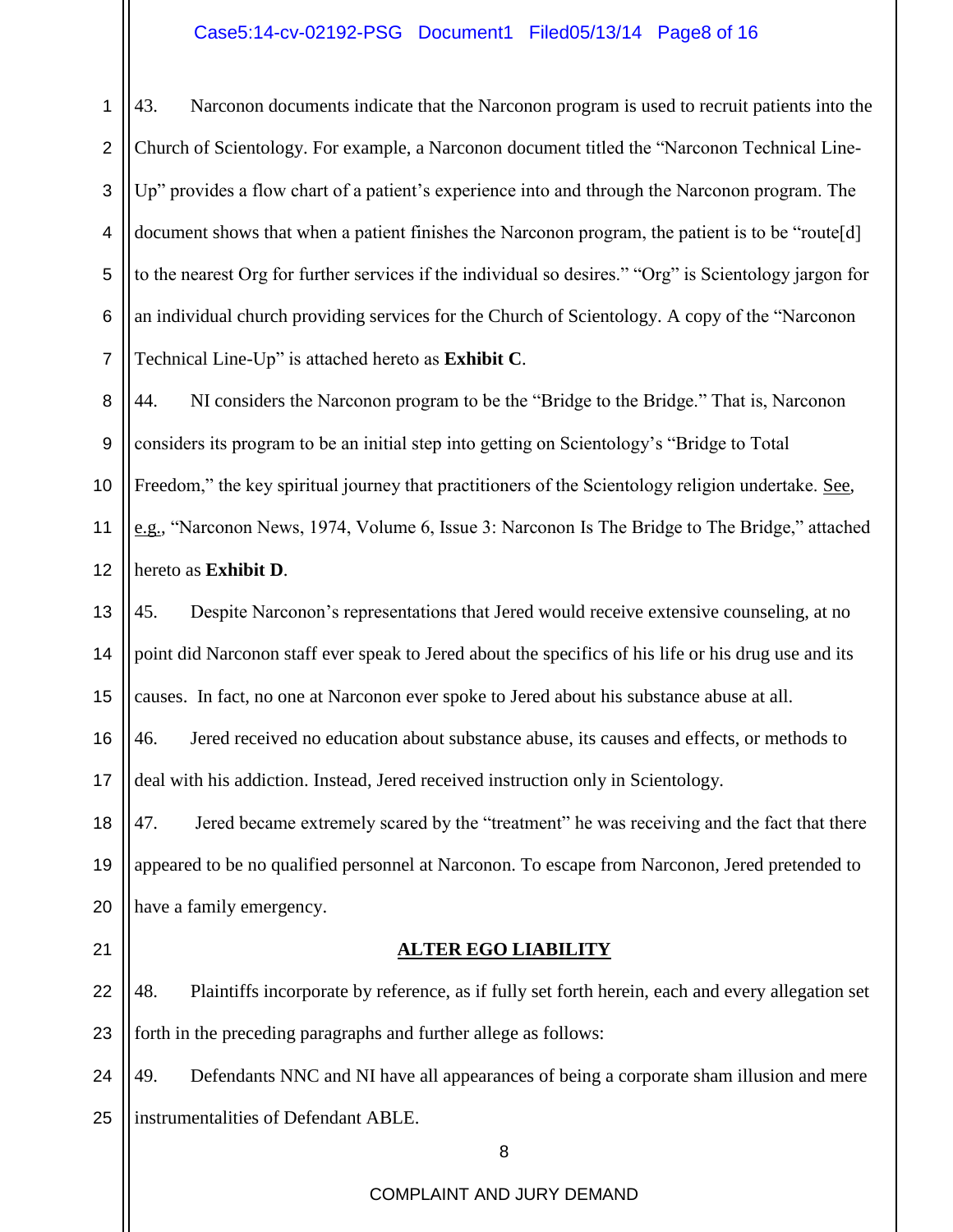43. Narconon documents indicate that the Narconon program is used to recruit patients into the Church of Scientology. For example, a Narconon document titled the "Narconon Technical Line-Up" provides a flow chart of a patient's experience into and through the Narconon program. The document shows that when a patient finishes the Narconon program, the patient is to be "route[d] to the nearest Org for further services if the individual so desires." "Org" is Scientology jargon for an individual church providing services for the Church of Scientology. A copy of the "Narconon Technical Line-Up" is attached hereto as **Exhibit C**.

44. NI considers the Narconon program to be the "Bridge to the Bridge." That is, Narconon considers its program to be an initial step into getting on Scientology's "Bridge to Total Freedom," the key spiritual journey that practitioners of the Scientology religion undertake. See, e.g., "Narconon News, 1974, Volume 6, Issue 3: Narconon Is The Bridge to The Bridge," attached hereto as **Exhibit D**.

45. Despite Narconon's representations that Jered would receive extensive counseling, at no point did Narconon staff ever speak to Jered about the specifics of his life or his drug use and its causes. In fact, no one at Narconon ever spoke to Jered about his substance abuse at all.

46. Jered received no education about substance abuse, its causes and effects, or methods to deal with his addiction. Instead, Jered received instruction only in Scientology.

47. Jered became extremely scared by the "treatment" he was receiving and the fact that there appeared to be no qualified personnel at Narconon. To escape from Narconon, Jered pretended to have a family emergency.

## ALTER EGO LIABILITY

48. Plaintiffs incorporate by reference, as if fully set forth herein, each and every allegation set forth in the preceding paragraphs and further allege as follows:

49. Defendants NNC and NI have all appearances of being a corporate sham illusion and mere instrumentalities of Defendant ABLE.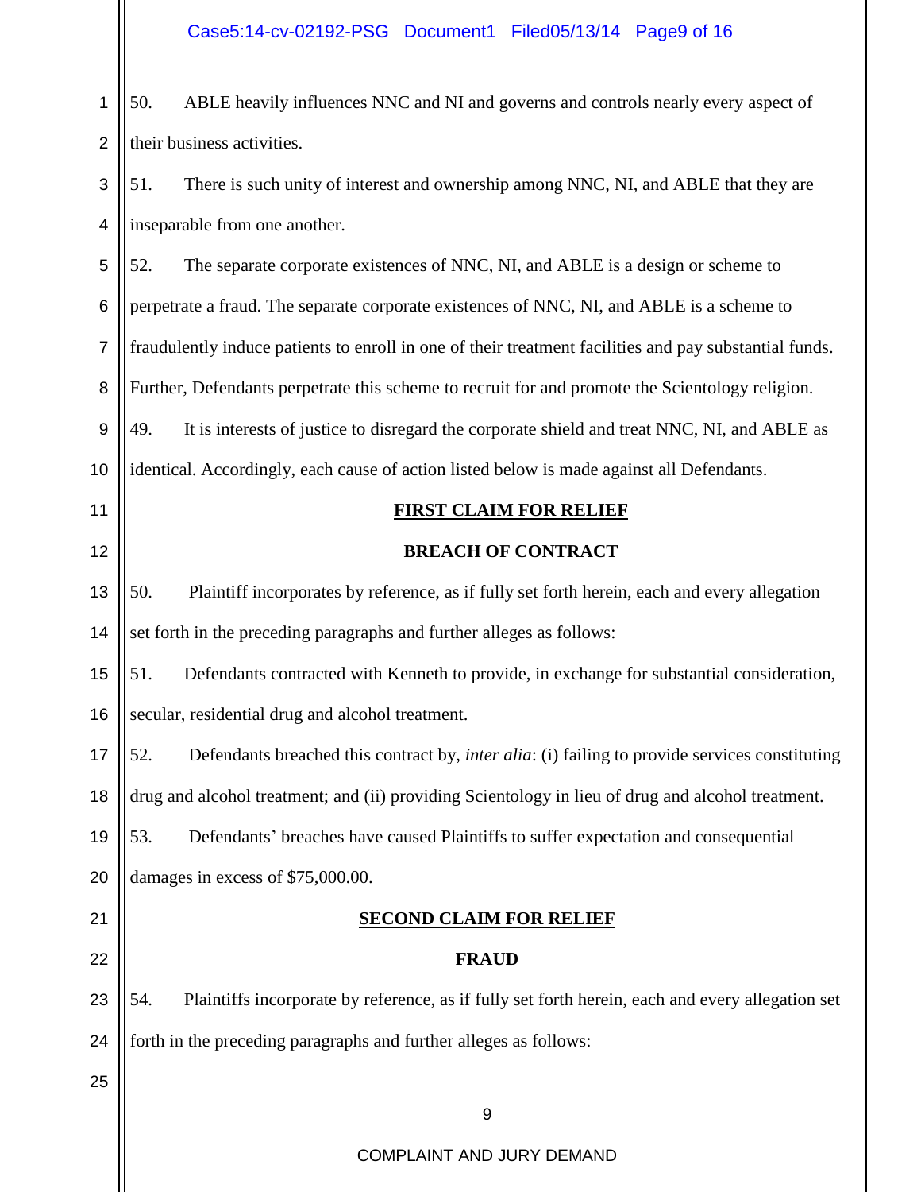50. ABLE heavily influences NNC and NI and governs and controls nearly every aspect of their business activities.

51. There is such unity of interest and ownership among NNC, NI, and ABLE that they are inseparable from one another.

52. The separate corporate existences of NNC, NI, and ABLE is a design or scheme to perpetrate a fraud. The separate corporate existences of NNC, NI, and ABLE is a scheme to fraudulently induce patients to enroll in one of their treatment facilities and pay substantial funds. Further, Defendants perpetrate this scheme to recruit for and promote the Scientology religion.

49. It is interests of justice to disregard the corporate shield and treat NNC, NI, and ABLE as identical. Accordingly, each cause of action listed below is made against all Defendants.

## FIRST CLAIM FOR RELIEF

## BREACH OF CONTRACT

50. Plaintiff incorporates by reference, as if fully set forth herein, each and every allegation set forth in the preceding paragraphs and further alleges as follows:

51. Defendants contracted with Kenneth to provide, in exchange for substantial consideration, secular, residential drug and alcohol treatment.

52. Defendants breached this contract by, *inter alia*: (i) failing to provide services constituting drug and alcohol treatment; and (ii) providing Scientology in lieu of drug and alcohol treatment.

53. Defendants' breaches have caused Plaintiffs to suffer expectation and consequential damages in excess of $75,000.00.

## SECOND CLAIM FOR RELIEF

## FRAUD

54. Plaintiffs incorporate by reference, as if fully set forth herein, each and every allegation set forth in the preceding paragraphs and further alleges as follows: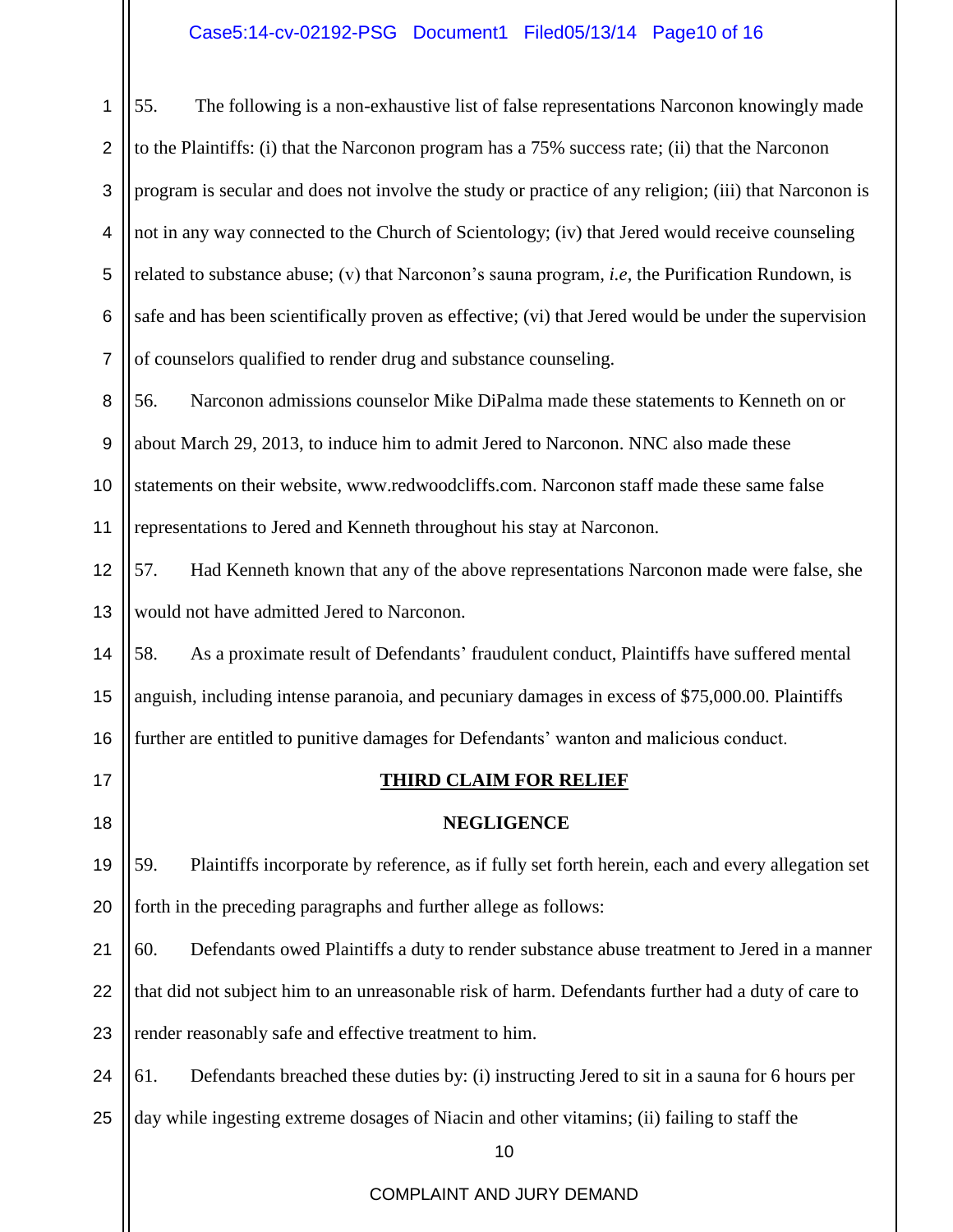55. The following is a non-exhaustive list of false representations Narconon knowingly made to the Plaintiffs: (i) that the Narconon program has a 75% success rate; (ii) that the Narconon program is secular and does not involve the study or practice of any religion; (iii) that Narconon is not in any way connected to the Church of Scientology; (iv) that Jered would receive counseling related to substance abuse; (v) that Narconon's sauna program, *i.e*, the Purification Rundown, is safe and has been scientifically proven as effective; (vi) that Jered would be under the supervision of counselors qualified to render drug and substance counseling.

56. Narconon admissions counselor Mike DiPalma made these statements to Kenneth on or about March 29, 2013, to induce him to admit Jered to Narconon. NNC also made these statements on their website, www.redwoodcliffs.com. Narconon staff made these same false representations to Jered and Kenneth throughout his stay at Narconon.

57. Had Kenneth known that any of the above representations Narconon made were false, she would not have admitted Jered to Narconon.

58. As a proximate result of Defendants' fraudulent conduct, Plaintiffs have suffered mental anguish, including intense paranoia, and pecuniary damages in excess of $75,000.00. Plaintiffs further are entitled to punitive damages for Defendants' wanton and malicious conduct.

**THIRD CLAIM FOR RELIEF**

**NEGLIGENCE**

59. Plaintiffs incorporate by reference, as if fully set forth herein, each and every allegation set forth in the preceding paragraphs and further allege as follows:

60. Defendants owed Plaintiffs a duty to render substance abuse treatment to Jered in a manner that did not subject him to an unreasonable risk of harm. Defendants further had a duty of care to render reasonably safe and effective treatment to him.

61. Defendants breached these duties by: (i) instructing Jered to sit in a sauna for 6 hours per day while ingesting extreme dosages of Niacin and other vitamins; (ii) failing to staff the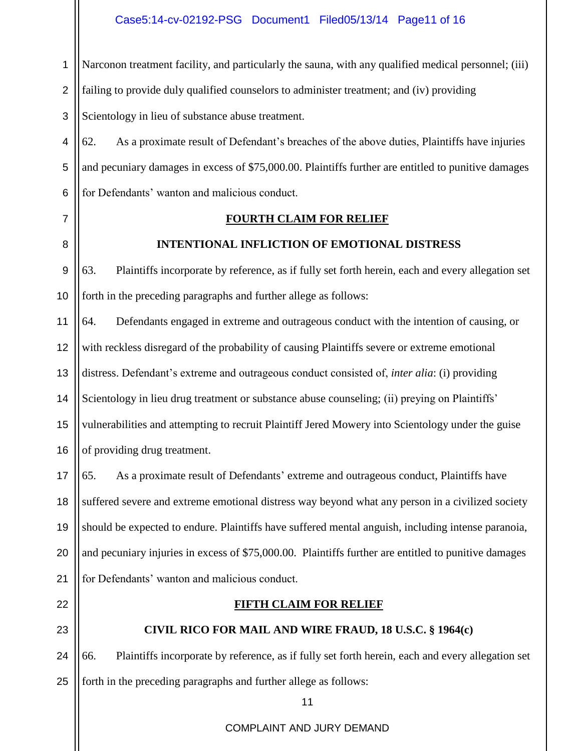Narconon treatment facility, and particularly the sauna, with any qualified medical personnel; (iii) failing to provide duly qualified counselors to administer treatment; and (iv) providing Scientology in lieu of substance abuse treatment.

62. As a proximate result of Defendant's breaches of the above duties, Plaintiffs have injuries and pecuniary damages in excess of $75,000.00. Plaintiffs further are entitled to punitive damages for Defendants' wanton and malicious conduct.

## FOURTH CLAIM FOR RELIEF

### INTENTIONAL INFLICTION OF EMOTIONAL DISTRESS

63. Plaintiffs incorporate by reference, as if fully set forth herein, each and every allegation set forth in the preceding paragraphs and further allege as follows:

64. Defendants engaged in extreme and outrageous conduct with the intention of causing, or with reckless disregard of the probability of causing Plaintiffs severe or extreme emotional distress. Defendant's extreme and outrageous conduct consisted of, *inter alia*: (i) providing Scientology in lieu drug treatment or substance abuse counseling; (ii) preying on Plaintiffs' vulnerabilities and attempting to recruit Plaintiff Jered Mowery into Scientology under the guise of providing drug treatment.

65. As a proximate result of Defendants' extreme and outrageous conduct, Plaintiffs have suffered severe and extreme emotional distress way beyond what any person in a civilized society should be expected to endure. Plaintiffs have suffered mental anguish, including intense paranoia, and pecuniary injuries in excess of $75,000.00. Plaintiffs further are entitled to punitive damages for Defendants' wanton and malicious conduct.

## FIFTH CLAIM FOR RELIEF

### CIVIL RICO FOR MAIL AND WIRE FRAUD, 18 U.S.C. § 1964(c)

66. Plaintiffs incorporate by reference, as if fully set forth herein, each and every allegation set forth in the preceding paragraphs and further allege as follows: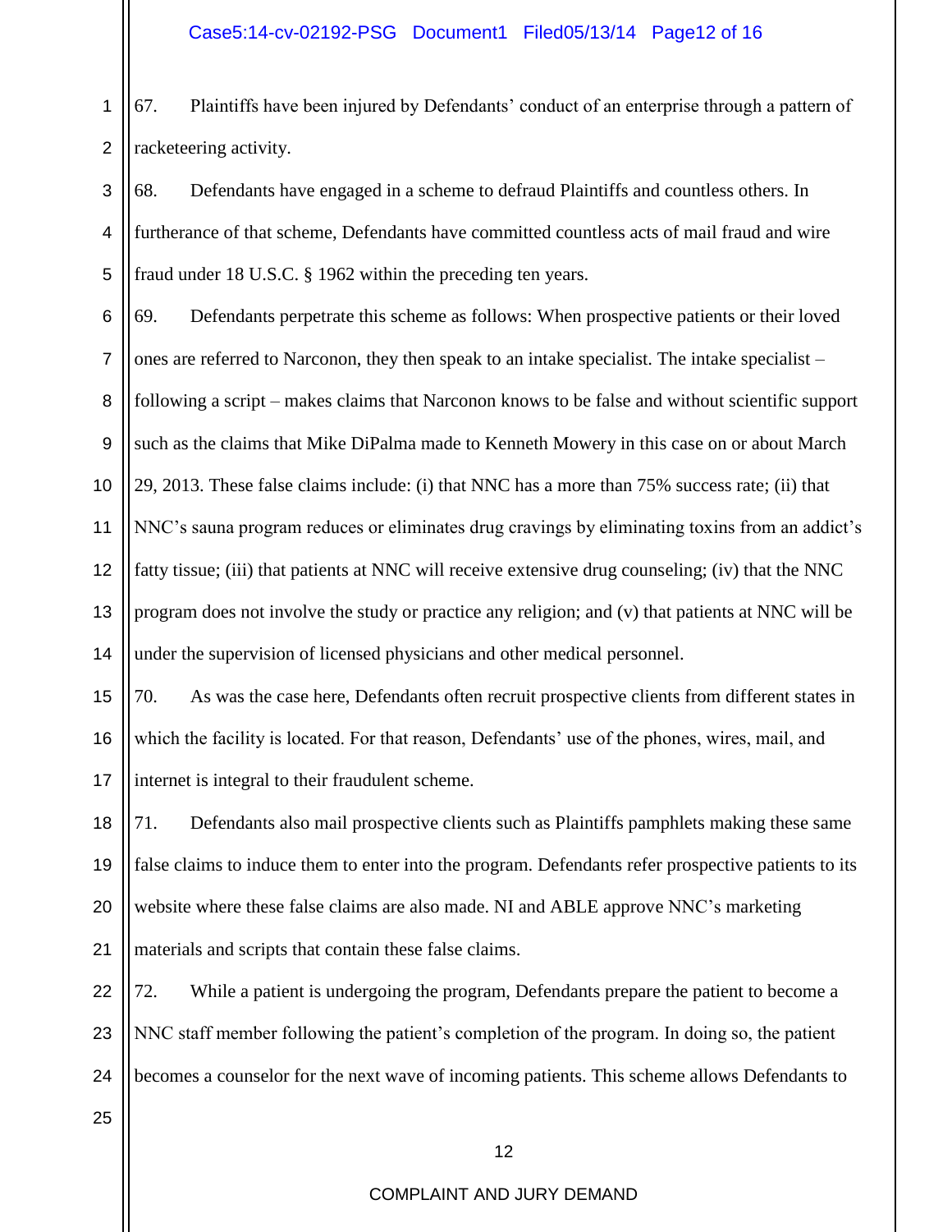67. Plaintiffs have been injured by Defendants' conduct of an enterprise through a pattern of racketeering activity.

68. Defendants have engaged in a scheme to defraud Plaintiffs and countless others. In furtherance of that scheme, Defendants have committed countless acts of mail fraud and wire fraud under 18 U.S.C. § 1962 within the preceding ten years.

69. Defendants perpetrate this scheme as follows: When prospective patients or their loved ones are referred to Narconon, they then speak to an intake specialist. The intake specialist – following a script – makes claims that Narconon knows to be false and without scientific support such as the claims that Mike DiPalma made to Kenneth Mowery in this case on or about March 29, 2013. These false claims include: (i) that NNC has a more than 75% success rate; (ii) that NNC's sauna program reduces or eliminates drug cravings by eliminating toxins from an addict's fatty tissue; (iii) that patients at NNC will receive extensive drug counseling; (iv) that the NNC program does not involve the study or practice any religion; and (v) that patients at NNC will be under the supervision of licensed physicians and other medical personnel.

70. As was the case here, Defendants often recruit prospective clients from different states in which the facility is located. For that reason, Defendants' use of the phones, wires, mail, and internet is integral to their fraudulent scheme.

71. Defendants also mail prospective clients such as Plaintiffs pamphlets making these same false claims to induce them to enter into the program. Defendants refer prospective patients to its website where these false claims are also made. NI and ABLE approve NNC's marketing materials and scripts that contain these false claims.

72. While a patient is undergoing the program, Defendants prepare the patient to become a NNC staff member following the patient's completion of the program. In doing so, the patient becomes a counselor for the next wave of incoming patients. This scheme allows Defendants to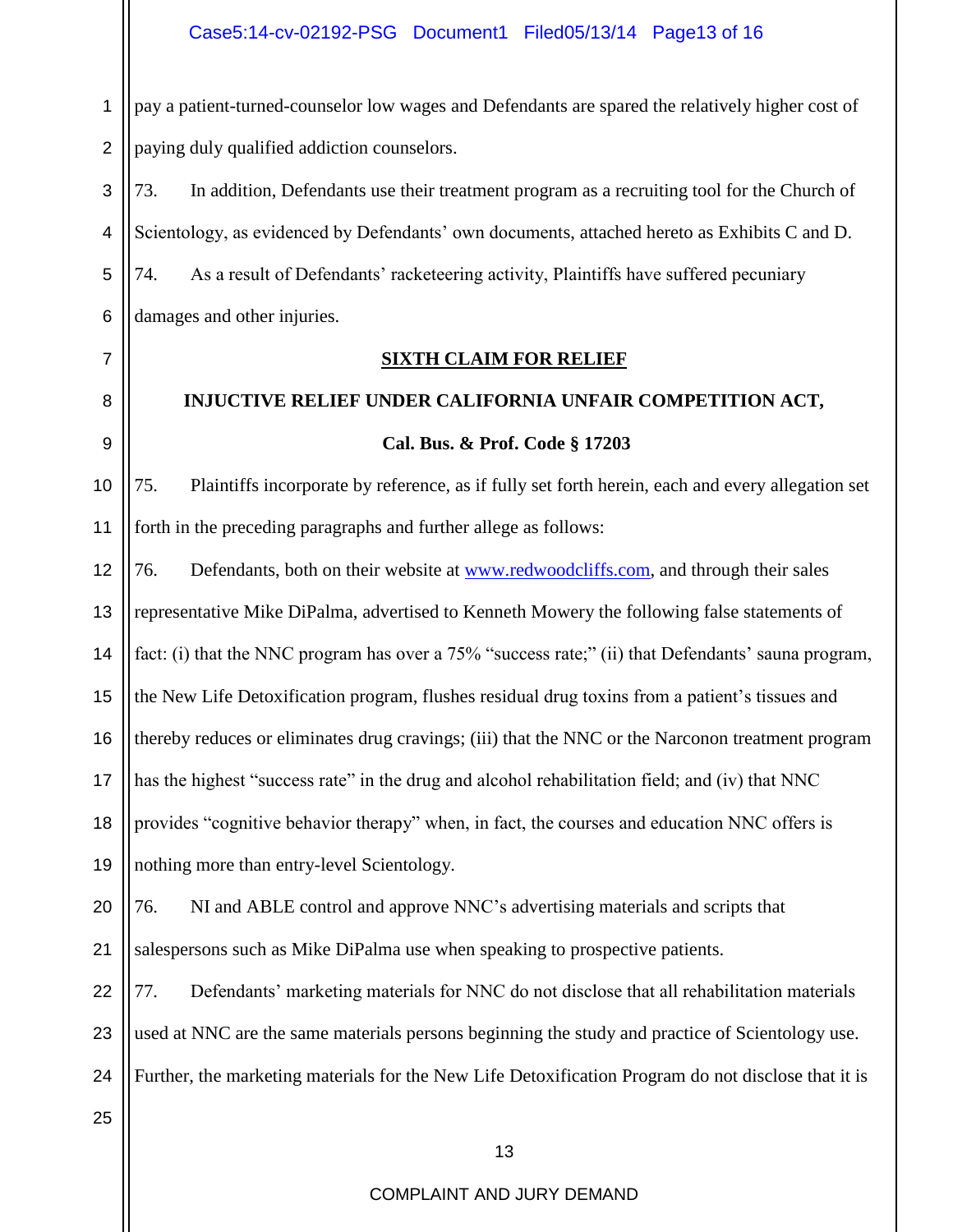pay a patient-turned-counselor low wages and Defendants are spared the relatively higher cost of paying duly qualified addiction counselors.

73. In addition, Defendants use their treatment program as a recruiting tool for the Church of Scientology, as evidenced by Defendants' own documents, attached hereto as Exhibits C and D.

74. As a result of Defendants' racketeering activity, Plaintiffs have suffered pecuniary damages and other injuries.

**SIXTH CLAIM FOR RELIEF**

**INJUCTIVE RELIEF UNDER CALIFORNIA UNFAIR COMPETITION ACT,**

**Cal. Bus. & Prof. Code § 17203**

75. Plaintiffs incorporate by reference, as if fully set forth herein, each and every allegation set forth in the preceding paragraphs and further allege as follows:

76. Defendants, both on their website at www.redwoodcliffs.com, and through their sales representative Mike DiPalma, advertised to Kenneth Mowery the following false statements of fact: (i) that the NNC program has over a 75% "success rate;" (ii) that Defendants' sauna program, the New Life Detoxification program, flushes residual drug toxins from a patient's tissues and thereby reduces or eliminates drug cravings; (iii) that the NNC or the Narconon treatment program has the highest "success rate" in the drug and alcohol rehabilitation field; and (iv) that NNC provides "cognitive behavior therapy" when, in fact, the courses and education NNC offers is nothing more than entry-level Scientology.

76. NI and ABLE control and approve NNC's advertising materials and scripts that salespersons such as Mike DiPalma use when speaking to prospective patients.

77. Defendants' marketing materials for NNC do not disclose that all rehabilitation materials used at NNC are the same materials persons beginning the study and practice of Scientology use. Further, the marketing materials for the New Life Detoxification Program do not disclose that it is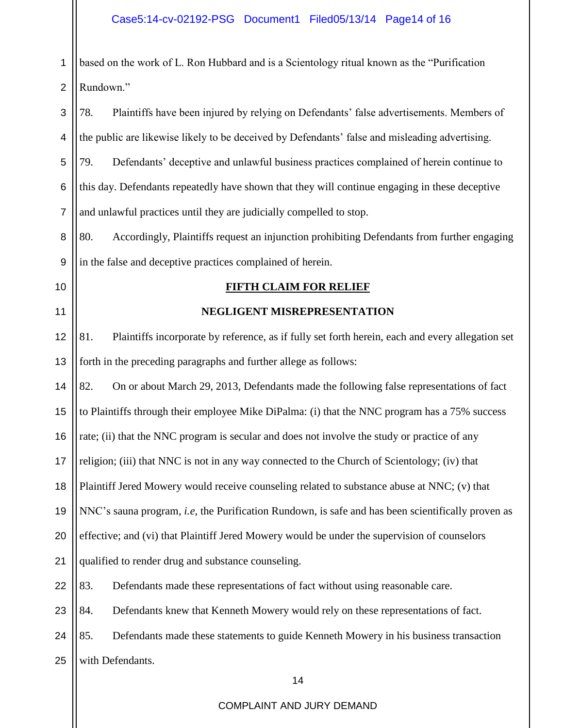based on the work of L. Ron Hubbard and is a Scientology ritual known as the "Purification Rundown."

78. Plaintiffs have been injured by relying on Defendants' false advertisements. Members of the public are likewise likely to be deceived by Defendants' false and misleading advertising.

79. Defendants' deceptive and unlawful business practices complained of herein continue to this day. Defendants repeatedly have shown that they will continue engaging in these deceptive and unlawful practices until they are judicially compelled to stop.

80. Accordingly, Plaintiffs request an injunction prohibiting Defendants from further engaging in the false and deceptive practices complained of herein.

## FIFTH CLAIM FOR RELIEF

## NEGLIGENT MISREPRESENTATION

81. Plaintiffs incorporate by reference, as if fully set forth herein, each and every allegation set forth in the preceding paragraphs and further allege as follows:

82. On or about March 29, 2013, Defendants made the following false representations of fact to Plaintiffs through their employee Mike DiPalma: (i) that the NNC program has a 75% success rate; (ii) that the NNC program is secular and does not involve the study or practice of any religion; (iii) that NNC is not in any way connected to the Church of Scientology; (iv) that Plaintiff Jered Mowery would receive counseling related to substance abuse at NNC; (v) that NNC's sauna program, *i.e*, the Purification Rundown, is safe and has been scientifically proven as effective; and (vi) that Plaintiff Jered Mowery would be under the supervision of counselors qualified to render drug and substance counseling.

83. Defendants made these representations of fact without using reasonable care.

84. Defendants knew that Kenneth Mowery would rely on these representations of fact.

85. Defendants made these statements to guide Kenneth Mowery in his business transaction with Defendants.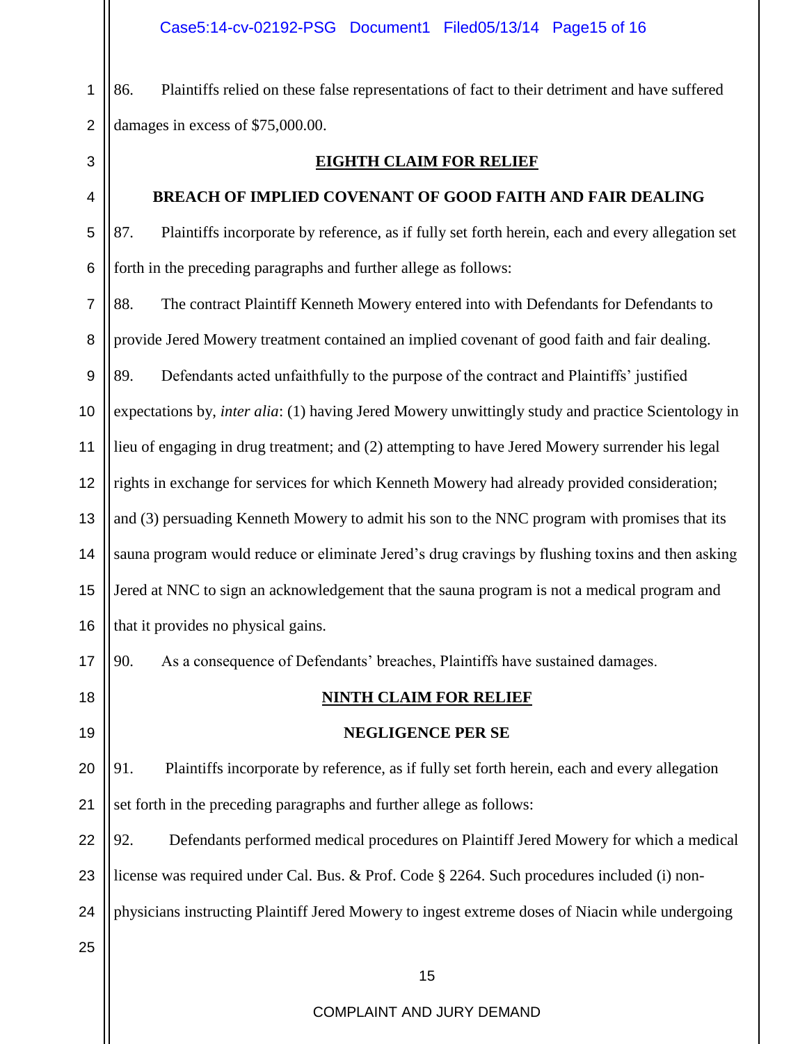86. Plaintiffs relied on these false representations of fact to their detriment and have suffered damages in excess of $75,000.00.

## EIGHTH CLAIM FOR RELIEF

## BREACH OF IMPLIED COVENANT OF GOOD FAITH AND FAIR DEALING

87. Plaintiffs incorporate by reference, as if fully set forth herein, each and every allegation set forth in the preceding paragraphs and further allege as follows:

88. The contract Plaintiff Kenneth Mowery entered into with Defendants for Defendants to provide Jered Mowery treatment contained an implied covenant of good faith and fair dealing.

89. Defendants acted unfaithfully to the purpose of the contract and Plaintiffs' justified expectations by, *inter alia*: (1) having Jered Mowery unwittingly study and practice Scientology in lieu of engaging in drug treatment; and (2) attempting to have Jered Mowery surrender his legal rights in exchange for services for which Kenneth Mowery had already provided consideration; and (3) persuading Kenneth Mowery to admit his son to the NNC program with promises that its sauna program would reduce or eliminate Jered's drug cravings by flushing toxins and then asking Jered at NNC to sign an acknowledgement that the sauna program is not a medical program and that it provides no physical gains.

90. As a consequence of Defendants' breaches, Plaintiffs have sustained damages.

## NINTH CLAIM FOR RELIEF

## NEGLIGENCE PER SE

91. Plaintiffs incorporate by reference, as if fully set forth herein, each and every allegation set forth in the preceding paragraphs and further allege as follows:

92. Defendants performed medical procedures on Plaintiff Jered Mowery for which a medical license was required under Cal. Bus. & Prof. Code § 2264. Such procedures included (i) non-physicians instructing Plaintiff Jered Mowery to ingest extreme doses of Niacin while undergoing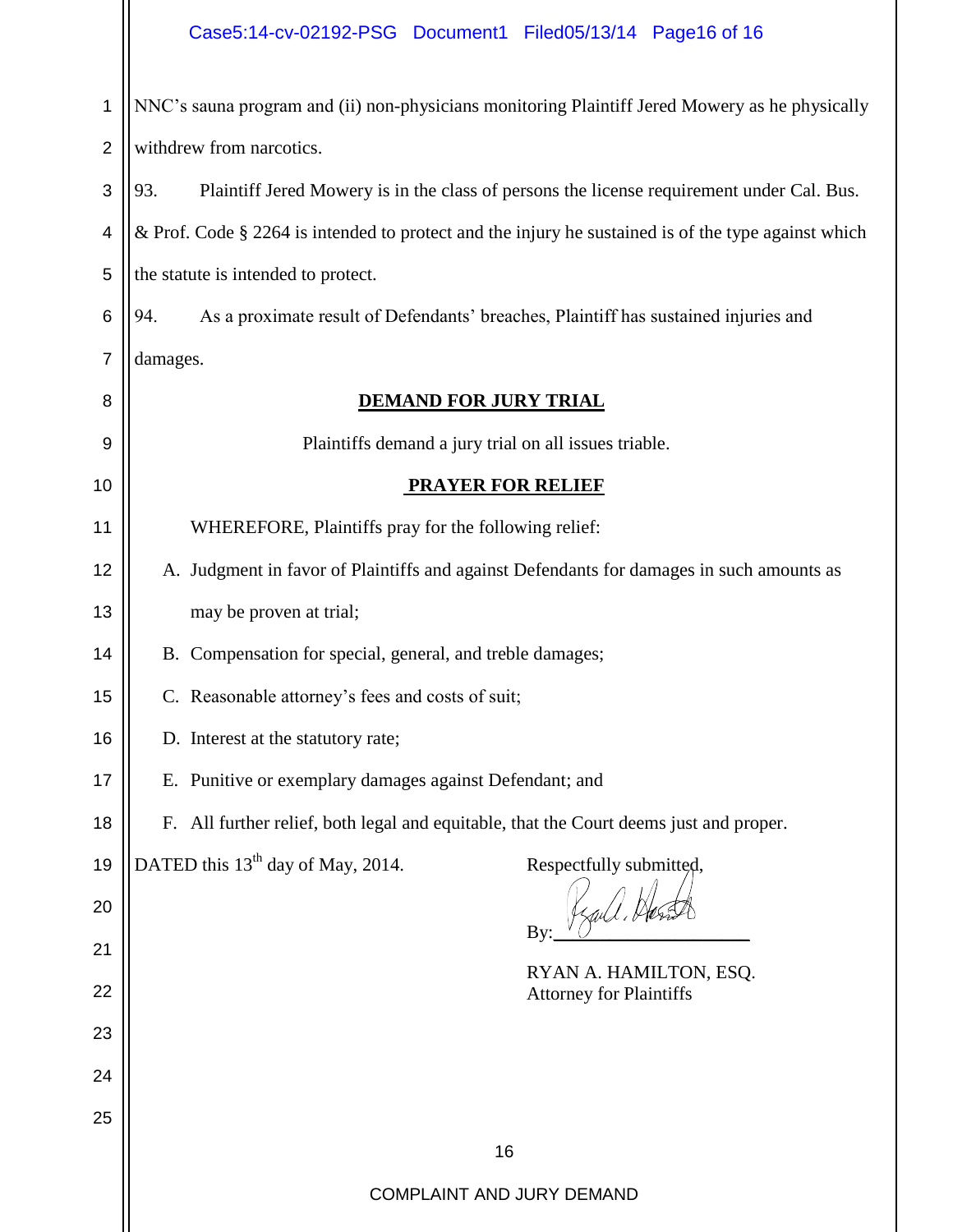NNC's sauna program and (ii) non-physicians monitoring Plaintiff Jered Mowery as he physically withdrew from narcotics.

93. Plaintiff Jered Mowery is in the class of persons the license requirement under Cal. Bus. & Prof. Code § 2264 is intended to protect and the injury he sustained is of the type against which the statute is intended to protect.

94. As a proximate result of Defendants' breaches, Plaintiff has sustained injuries and damages.

## DEMAND FOR JURY TRIAL

Plaintiffs demand a jury trial on all issues triable.

## PRAYER FOR RELIEF

WHEREFORE, Plaintiffs pray for the following relief:

A. Judgment in favor of Plaintiffs and against Defendants for damages in such amounts as may be proven at trial;

B. Compensation for special, general, and treble damages;

C. Reasonable attorney's fees and costs of suit;

D. Interest at the statutory rate;

E. Punitive or exemplary damages against Defendant; and

F. All further relief, both legal and equitable, that the Court deems just and proper.

DATED this 13th day of May, 2014.

Respectfully submitted,

By: ____________________

RYAN A. HAMILTON, ESQ.
Attorney for Plaintiffs

COMPLAINT AND JURY DEMAND